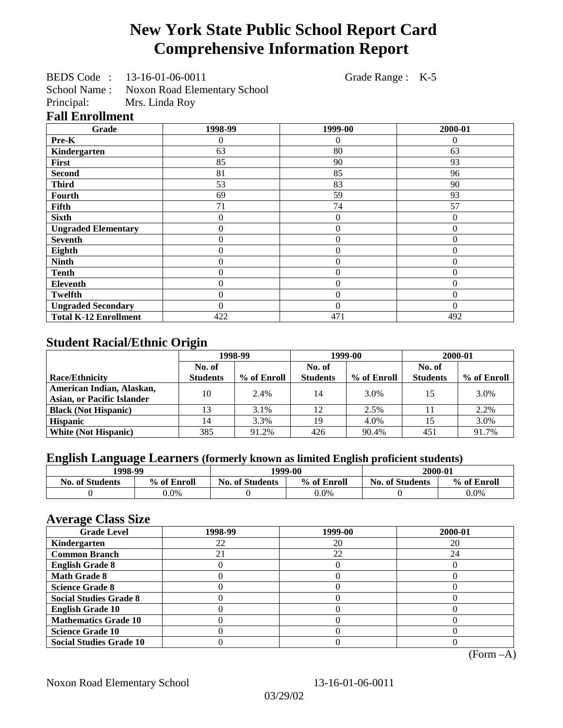# New York State Public School Report Card
# Comprehensive Information Report

BEDS Code : 13-16-01-06-0011 Grade Range : K-5
School Name : Noxon Road Elementary School
Principal: Mrs. Linda Roy

## Fall Enrollment

| Grade | 1998-99 | 1999-00 | 2000-01 |
|---|---|---|---|
| Pre-K | 0 | 0 | 0 |
| Kindergarten | 63 | 80 | 63 |
| First | 85 | 90 | 93 |
| Second | 81 | 85 | 96 |
| Third | 53 | 83 | 90 |
| Fourth | 69 | 59 | 93 |
| Fifth | 71 | 74 | 57 |
| Sixth | 0 | 0 | 0 |
| Ungraded Elementary | 0 | 0 | 0 |
| Seventh | 0 | 0 | 0 |
| Eighth | 0 | 0 | 0 |
| Ninth | 0 | 0 | 0 |
| Tenth | 0 | 0 | 0 |
| Eleventh | 0 | 0 | 0 |
| Twelfth | 0 | 0 | 0 |
| Ungraded Secondary | 0 | 0 | 0 |
| Total K-12 Enrollment | 422 | 471 | 492 |

## Student Racial/Ethnic Origin

| | 1998-99 | | 1999-00 | | 2000-01 | |
|---|---|---|---|---|---|---|
| Race/Ethnicity | No. of Students | % of Enroll | No. of Students | % of Enroll | No. of Students | % of Enroll |
| American Indian, Alaskan, Asian, or Pacific Islander | 10 | 2.4% | 14 | 3.0% | 15 | 3.0% |
| Black (Not Hispanic) | 13 | 3.1% | 12 | 2.5% | 11 | 2.2% |
| Hispanic | 14 | 3.3% | 19 | 4.0% | 15 | 3.0% |
| White (Not Hispanic) | 385 | 91.2% | 426 | 90.4% | 451 | 91.7% |

## English Language Learners (formerly known as limited English proficient students)

| 1998-99 | | 1999-00 | | 2000-01 | |
|---|---|---|---|---|---|
| No. of Students | % of Enroll | No. of Students | % of Enroll | No. of Students | % of Enroll |
| 0 | 0.0% | 0 | 0.0% | 0 | 0.0% |

## Average Class Size

| Grade Level | 1998-99 | 1999-00 | 2000-01 |
|---|---|---|---|
| Kindergarten | 22 | 20 | 20 |
| Common Branch | 21 | 22 | 24 |
| English Grade 8 | 0 | 0 | 0 |
| Math Grade 8 | 0 | 0 | 0 |
| Science Grade 8 | 0 | 0 | 0 |
| Social Studies Grade 8 | 0 | 0 | 0 |
| English Grade 10 | 0 | 0 | 0 |
| Mathematics Grade 10 | 0 | 0 | 0 |
| Science Grade 10 | 0 | 0 | 0 |
| Social Studies Grade 10 | 0 | 0 | 0 |

(Form –A)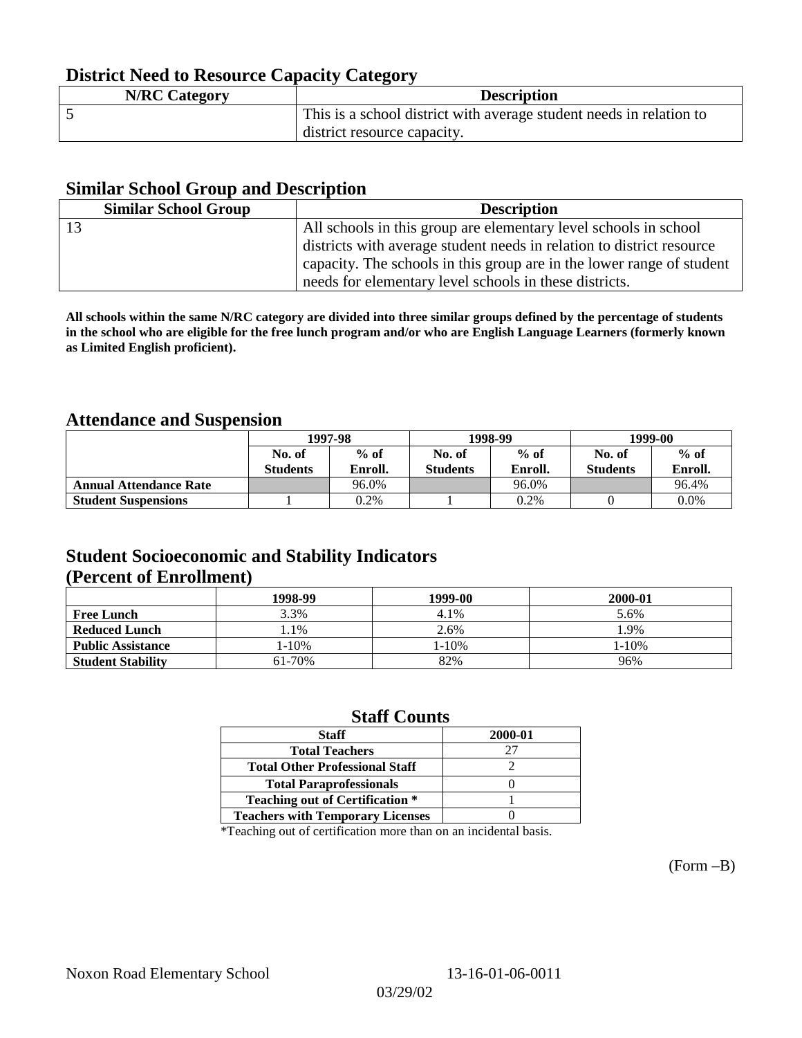## District Need to Resource Capacity Category

| N/RC Category | Description |
|---|---|
| 5 | This is a school district with average student needs in relation to district resource capacity. |

## Similar School Group and Description

| Similar School Group | Description |
|---|---|
| 13 | All schools in this group are elementary level schools in school districts with average student needs in relation to district resource capacity. The schools in this group are in the lower range of student needs for elementary level schools in these districts. |

**All schools within the same N/RC category are divided into three similar groups defined by the percentage of students in the school who are eligible for the free lunch program and/or who are English Language Learners (formerly known as Limited English proficient).**

## Attendance and Suspension

| | 1997-98 | | 1998-99 | | 1999-00 | |
|---|---|---|---|---|---|---|
| | No. of Students | % of Enroll. | No. of Students | % of Enroll. | No. of Students | % of Enroll. |
| **Annual Attendance Rate** | | 96.0% | | 96.0% | | 96.4% |
| **Student Suspensions** | 1 | 0.2% | 1 | 0.2% | 0 | 0.0% |

## Student Socioeconomic and Stability Indicators (Percent of Enrollment)

| | 1998-99 | 1999-00 | 2000-01 |
|---|---|---|---|
| **Free Lunch** | 3.3% | 4.1% | 5.6% |
| **Reduced Lunch** | 1.1% | 2.6% | 1.9% |
| **Public Assistance** | 1-10% | 1-10% | 1-10% |
| **Student Stability** | 61-70% | 82% | 96% |

## Staff Counts

| Staff | 2000-01 |
|---|---|
| Total Teachers | 27 |
| Total Other Professional Staff | 2 |
| Total Paraprofessionals | 0 |
| Teaching out of Certification * | 1 |
| Teachers with Temporary Licenses | 0 |

*Teaching out of certification more than on an incidental basis.

(Form –B)

Noxon Road Elementary School 13-16-01-06-0011

03/29/02